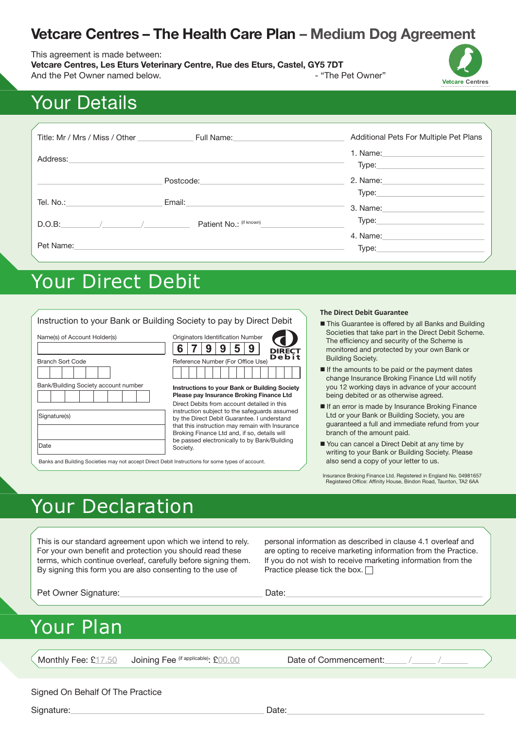# Vetcare Centres – The Health Care Plan – Medium Dog Agreement

This agreement is made between:
**Vetcare Centres, Les Eturs Veterinary Centre, Rue des Eturs, Castel, GY5 7DT**
And the Pet Owner named below. - "The Pet Owner"

Vetcare Centres

## Your Details

Title: Mr / Mrs / Miss / Other ____________ Full Name: ____________________

Address: ____________________

____________________ Postcode: ____________________

Tel. No.: ____________________ Email: ____________________

D.O.B: ______/______/______ Patient No.: (if known) ____________________

Pet Name: ____________________

Additional Pets For Multiple Pet Plans

1. Name: ____________________
   Type: ____________________
2. Name: ____________________
   Type: ____________________
3. Name: ____________________
   Type: ____________________
4. Name: ____________________
   Type: ____________________

## Your Direct Debit

Instruction to your Bank or Building Society to pay by Direct Debit

Name(s) of Account Holder(s)

Branch Sort Code

Bank/Building Society account number

Signature(s)

Date

Originators Identification Number

| 6 | 7 | 9 | 9 | 5 | 9 |
|---|---|---|---|---|---|

DIRECT Debit

Reference Number (For Office Use)

**Instructions to your Bank or Building Society Please pay Insurance Broking Finance Ltd**
Direct Debits from account detailed in this instruction subject to the safeguards assumed by the Direct Debit Guarantee. I understand that this instruction may remain with Insurance Broking Finance Ltd and, if so, details will be passed electronically to by Bank/Building Society.

Banks and Building Societies may not accept Direct Debit Instructions for some types of account.

**The Direct Debit Guarantee**

- This Guarantee is offered by all Banks and Building Societies that take part in the Direct Debit Scheme. The efficiency and security of the Scheme is monitored and protected by your own Bank or Building Society.
- If the amounts to be paid or the payment dates change Insurance Broking Finance Ltd will notify you 12 working days in advance of your account being debited or as otherwise agreed.
- If an error is made by Insurance Broking Finance Ltd or your Bank or Building Society, you are guaranteed a full and immediate refund from your branch of the amount paid.
- You can cancel a Direct Debit at any time by writing to your Bank or Building Society. Please also send a copy of your letter to us.

Insurance Broking Finance Ltd. Registered in England No. 04981657
Registered Office: Affinity House, Bindon Road, Taunton, TA2 6AA

## Your Declaration

This is our standard agreement upon which we intend to rely. For your own benefit and protection you should read these terms, which continue overleaf, carefully before signing them. By signing this form you are also consenting to the use of personal information as described in clause 4.1 overleaf and are opting to receive marketing information from the Practice. If you do not wish to receive marketing information from the Practice please tick the box. ☐

Pet Owner Signature: ____________________ Date: ____________________

## Your Plan

Monthly Fee: £17.50 Joining Fee (if applicable): £00.00 Date of Commencement: _____/_____/______

Signed On Behalf Of The Practice

Signature: ____________________ Date: ____________________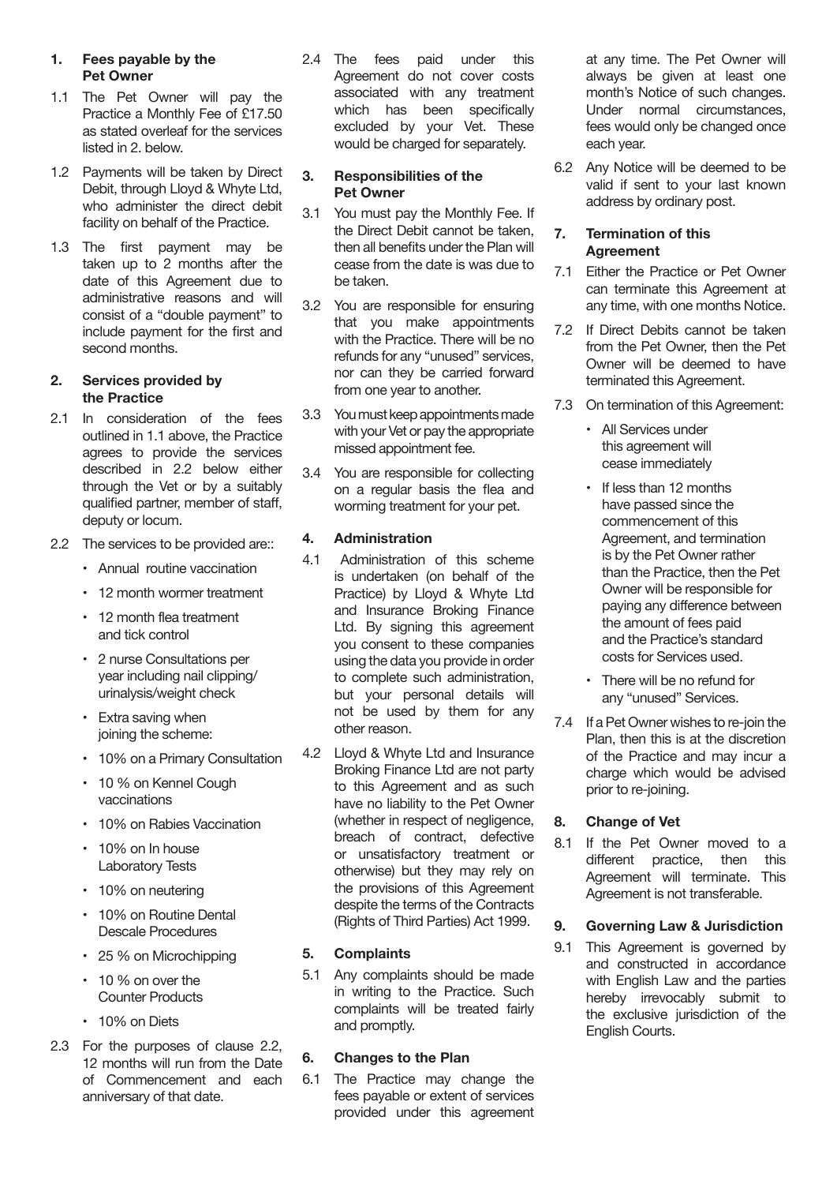## 1. Fees payable by the Pet Owner

1.1 The Pet Owner will pay the Practice a Monthly Fee of £17.50 as stated overleaf for the services listed in 2. below.

1.2 Payments will be taken by Direct Debit, through Lloyd & Whyte Ltd, who administer the direct debit facility on behalf of the Practice.

1.3 The first payment may be taken up to 2 months after the date of this Agreement due to administrative reasons and will consist of a "double payment" to include payment for the first and second months.

## 2. Services provided by the Practice

2.1 In consideration of the fees outlined in 1.1 above, the Practice agrees to provide the services described in 2.2 below either through the Vet or by a suitably qualified partner, member of staff, deputy or locum.

2.2 The services to be provided are::

- Annual routine vaccination
- 12 month wormer treatment
- 12 month flea treatment and tick control
- 2 nurse Consultations per year including nail clipping/ urinalysis/weight check
- Extra saving when joining the scheme:
- 10% on a Primary Consultation
- 10 % on Kennel Cough vaccinations
- 10% on Rabies Vaccination
- 10% on In house Laboratory Tests
- 10% on neutering
- 10% on Routine Dental Descale Procedures
- 25 % on Microchipping
- 10 % on over the Counter Products
- 10% on Diets

2.3 For the purposes of clause 2.2, 12 months will run from the Date of Commencement and each anniversary of that date.

2.4 The fees paid under this Agreement do not cover costs associated with any treatment which has been specifically excluded by your Vet. These would be charged for separately.

## 3. Responsibilities of the Pet Owner

3.1 You must pay the Monthly Fee. If the Direct Debit cannot be taken, then all benefits under the Plan will cease from the date is was due to be taken.

3.2 You are responsible for ensuring that you make appointments with the Practice. There will be no refunds for any "unused" services, nor can they be carried forward from one year to another.

3.3 You must keep appointments made with your Vet or pay the appropriate missed appointment fee.

3.4 You are responsible for collecting on a regular basis the flea and worming treatment for your pet.

## 4. Administration

4.1 Administration of this scheme is undertaken (on behalf of the Practice) by Lloyd & Whyte Ltd and Insurance Broking Finance Ltd. By signing this agreement you consent to these companies using the data you provide in order to complete such administration, but your personal details will not be used by them for any other reason.

4.2 Lloyd & Whyte Ltd and Insurance Broking Finance Ltd are not party to this Agreement and as such have no liability to the Pet Owner (whether in respect of negligence, breach of contract, defective or unsatisfactory treatment or otherwise) but they may rely on the provisions of this Agreement despite the terms of the Contracts (Rights of Third Parties) Act 1999.

## 5. Complaints

5.1 Any complaints should be made in writing to the Practice. Such complaints will be treated fairly and promptly.

## 6. Changes to the Plan

6.1 The Practice may change the fees payable or extent of services provided under this agreement at any time. The Pet Owner will always be given at least one month's Notice of such changes. Under normal circumstances, fees would only be changed once each year.

6.2 Any Notice will be deemed to be valid if sent to your last known address by ordinary post.

## 7. Termination of this Agreement

7.1 Either the Practice or Pet Owner can terminate this Agreement at any time, with one months Notice.

7.2 If Direct Debits cannot be taken from the Pet Owner, then the Pet Owner will be deemed to have terminated this Agreement.

7.3 On termination of this Agreement:

- All Services under this agreement will cease immediately
- If less than 12 months have passed since the commencement of this Agreement, and termination is by the Pet Owner rather than the Practice, then the Pet Owner will be responsible for paying any difference between the amount of fees paid and the Practice's standard costs for Services used.
- There will be no refund for any "unused" Services.

7.4 If a Pet Owner wishes to re-join the Plan, then this is at the discretion of the Practice and may incur a charge which would be advised prior to re-joining.

## 8. Change of Vet

8.1 If the Pet Owner moved to a different practice, then this Agreement will terminate. This Agreement is not transferable.

## 9. Governing Law & Jurisdiction

9.1 This Agreement is governed by and constructed in accordance with English Law and the parties hereby irrevocably submit to the exclusive jurisdiction of the English Courts.